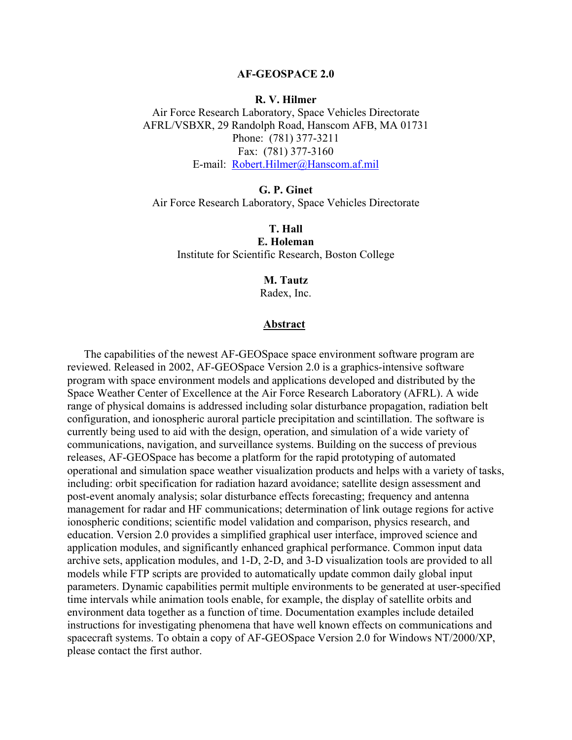# AF-GEOSPACE 2.0

**R. V. Hilmer**
Air Force Research Laboratory, Space Vehicles Directorate
AFRL/VSBXR, 29 Randolph Road, Hanscom AFB, MA 01731
Phone: (781) 377-3211
Fax: (781) 377-3160
E-mail: Robert.Hilmer@Hanscom.af.mil

**G. P. Ginet**
Air Force Research Laboratory, Space Vehicles Directorate

**T. Hall**
**E. Holeman**
Institute for Scientific Research, Boston College

**M. Tautz**
Radex, Inc.

## Abstract

The capabilities of the newest AF-GEOSpace space environment software program are reviewed. Released in 2002, AF-GEOSpace Version 2.0 is a graphics-intensive software program with space environment models and applications developed and distributed by the Space Weather Center of Excellence at the Air Force Research Laboratory (AFRL). A wide range of physical domains is addressed including solar disturbance propagation, radiation belt configuration, and ionospheric auroral particle precipitation and scintillation. The software is currently being used to aid with the design, operation, and simulation of a wide variety of communications, navigation, and surveillance systems. Building on the success of previous releases, AF-GEOSpace has become a platform for the rapid prototyping of automated operational and simulation space weather visualization products and helps with a variety of tasks, including: orbit specification for radiation hazard avoidance; satellite design assessment and post-event anomaly analysis; solar disturbance effects forecasting; frequency and antenna management for radar and HF communications; determination of link outage regions for active ionospheric conditions; scientific model validation and comparison, physics research, and education. Version 2.0 provides a simplified graphical user interface, improved science and application modules, and significantly enhanced graphical performance. Common input data archive sets, application modules, and 1-D, 2-D, and 3-D visualization tools are provided to all models while FTP scripts are provided to automatically update common daily global input parameters. Dynamic capabilities permit multiple environments to be generated at user-specified time intervals while animation tools enable, for example, the display of satellite orbits and environment data together as a function of time. Documentation examples include detailed instructions for investigating phenomena that have well known effects on communications and spacecraft systems. To obtain a copy of AF-GEOSpace Version 2.0 for Windows NT/2000/XP, please contact the first author.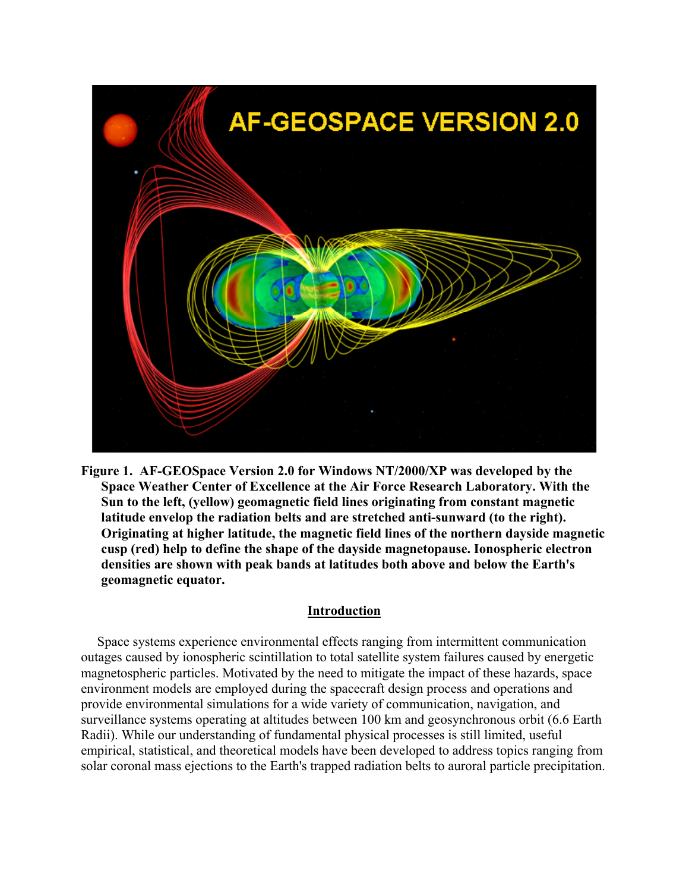**Figure 1. AF-GEOSpace Version 2.0 for Windows NT/2000/XP was developed by the Space Weather Center of Excellence at the Air Force Research Laboratory. With the Sun to the left, (yellow) geomagnetic field lines originating from constant magnetic latitude envelop the radiation belts and are stretched anti-sunward (to the right). Originating at higher latitude, the magnetic field lines of the northern dayside magnetic cusp (red) help to define the shape of the dayside magnetopause. Ionospheric electron densities are shown with peak bands at latitudes both above and below the Earth's geomagnetic equator.**

## Introduction

Space systems experience environmental effects ranging from intermittent communication outages caused by ionospheric scintillation to total satellite system failures caused by energetic magnetospheric particles. Motivated by the need to mitigate the impact of these hazards, space environment models are employed during the spacecraft design process and operations and provide environmental simulations for a wide variety of communication, navigation, and surveillance systems operating at altitudes between 100 km and geosynchronous orbit (6.6 Earth Radii). While our understanding of fundamental physical processes is still limited, useful empirical, statistical, and theoretical models have been developed to address topics ranging from solar coronal mass ejections to the Earth's trapped radiation belts to auroral particle precipitation.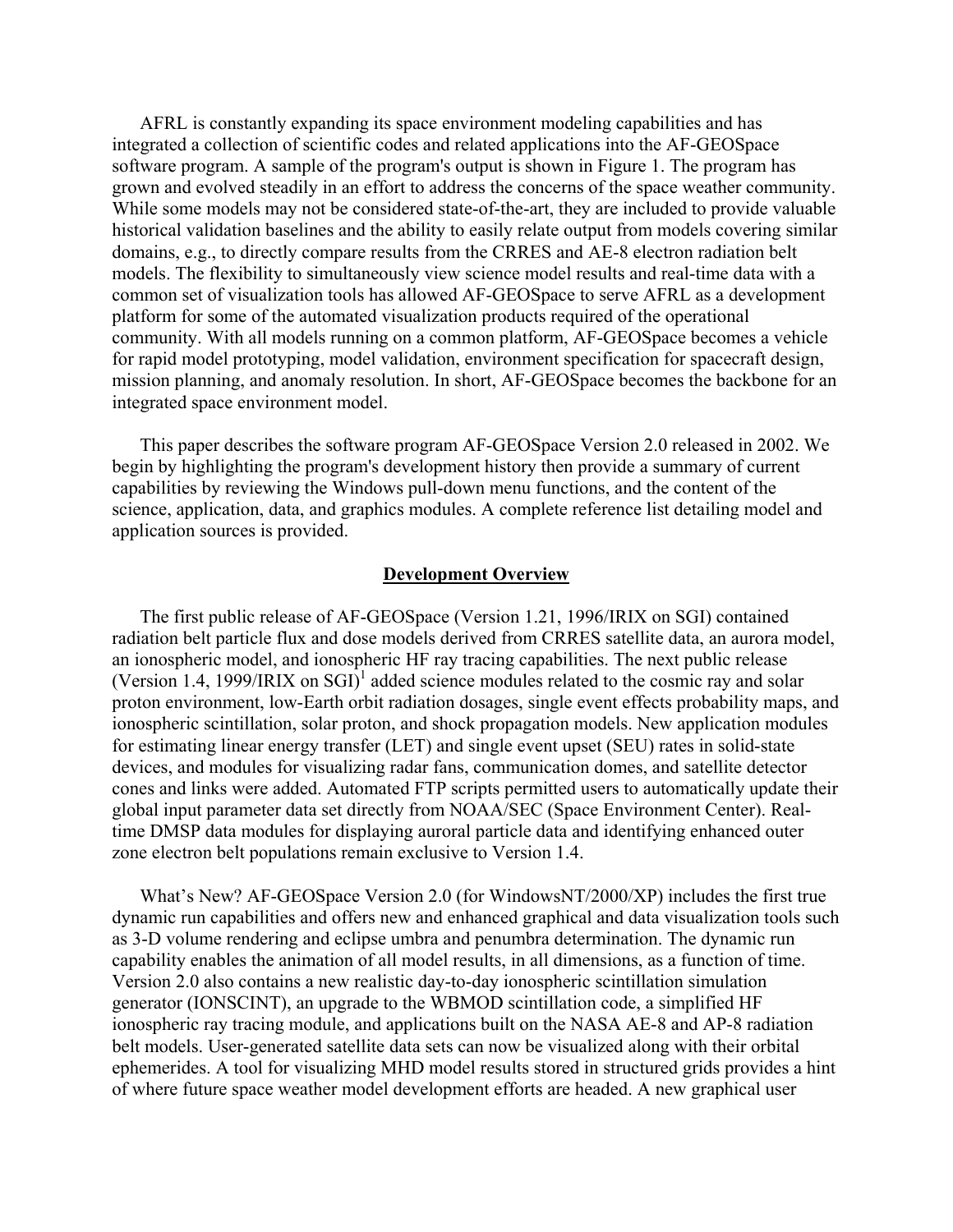AFRL is constantly expanding its space environment modeling capabilities and has integrated a collection of scientific codes and related applications into the AF-GEOSpace software program. A sample of the program's output is shown in Figure 1. The program has grown and evolved steadily in an effort to address the concerns of the space weather community. While some models may not be considered state-of-the-art, they are included to provide valuable historical validation baselines and the ability to easily relate output from models covering similar domains, e.g., to directly compare results from the CRRES and AE-8 electron radiation belt models. The flexibility to simultaneously view science model results and real-time data with a common set of visualization tools has allowed AF-GEOSpace to serve AFRL as a development platform for some of the automated visualization products required of the operational community. With all models running on a common platform, AF-GEOSpace becomes a vehicle for rapid model prototyping, model validation, environment specification for spacecraft design, mission planning, and anomaly resolution. In short, AF-GEOSpace becomes the backbone for an integrated space environment model.

This paper describes the software program AF-GEOSpace Version 2.0 released in 2002. We begin by highlighting the program's development history then provide a summary of current capabilities by reviewing the Windows pull-down menu functions, and the content of the science, application, data, and graphics modules. A complete reference list detailing model and application sources is provided.

## Development Overview

The first public release of AF-GEOSpace (Version 1.21, 1996/IRIX on SGI) contained radiation belt particle flux and dose models derived from CRRES satellite data, an aurora model, an ionospheric model, and ionospheric HF ray tracing capabilities. The next public release (Version 1.4, 1999/IRIX on SGI)[1] added science modules related to the cosmic ray and solar proton environment, low-Earth orbit radiation dosages, single event effects probability maps, and ionospheric scintillation, solar proton, and shock propagation models. New application modules for estimating linear energy transfer (LET) and single event upset (SEU) rates in solid-state devices, and modules for visualizing radar fans, communication domes, and satellite detector cones and links were added. Automated FTP scripts permitted users to automatically update their global input parameter data set directly from NOAA/SEC (Space Environment Center). Real-time DMSP data modules for displaying auroral particle data and identifying enhanced outer zone electron belt populations remain exclusive to Version 1.4.

What's New? AF-GEOSpace Version 2.0 (for WindowsNT/2000/XP) includes the first true dynamic run capabilities and offers new and enhanced graphical and data visualization tools such as 3-D volume rendering and eclipse umbra and penumbra determination. The dynamic run capability enables the animation of all model results, in all dimensions, as a function of time. Version 2.0 also contains a new realistic day-to-day ionospheric scintillation simulation generator (IONSCINT), an upgrade to the WBMOD scintillation code, a simplified HF ionospheric ray tracing module, and applications built on the NASA AE-8 and AP-8 radiation belt models. User-generated satellite data sets can now be visualized along with their orbital ephemerides. A tool for visualizing MHD model results stored in structured grids provides a hint of where future space weather model development efforts are headed. A new graphical user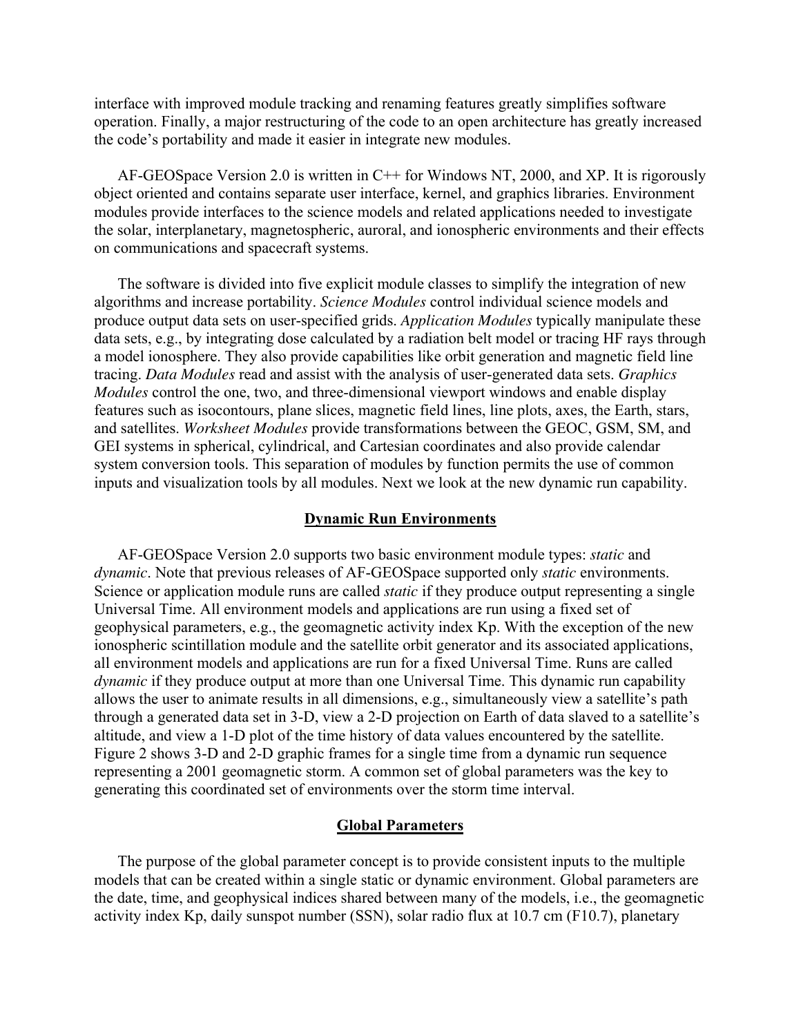interface with improved module tracking and renaming features greatly simplifies software operation. Finally, a major restructuring of the code to an open architecture has greatly increased the code's portability and made it easier in integrate new modules.

AF-GEOSpace Version 2.0 is written in C++ for Windows NT, 2000, and XP. It is rigorously object oriented and contains separate user interface, kernel, and graphics libraries. Environment modules provide interfaces to the science models and related applications needed to investigate the solar, interplanetary, magnetospheric, auroral, and ionospheric environments and their effects on communications and spacecraft systems.

The software is divided into five explicit module classes to simplify the integration of new algorithms and increase portability. *Science Modules* control individual science models and produce output data sets on user-specified grids. *Application Modules* typically manipulate these data sets, e.g., by integrating dose calculated by a radiation belt model or tracing HF rays through a model ionosphere. They also provide capabilities like orbit generation and magnetic field line tracing. *Data Modules* read and assist with the analysis of user-generated data sets. *Graphics Modules* control the one, two, and three-dimensional viewport windows and enable display features such as isocontours, plane slices, magnetic field lines, line plots, axes, the Earth, stars, and satellites. *Worksheet Modules* provide transformations between the GEOC, GSM, SM, and GEI systems in spherical, cylindrical, and Cartesian coordinates and also provide calendar system conversion tools. This separation of modules by function permits the use of common inputs and visualization tools by all modules. Next we look at the new dynamic run capability.

## Dynamic Run Environments

AF-GEOSpace Version 2.0 supports two basic environment module types: *static* and *dynamic*. Note that previous releases of AF-GEOSpace supported only *static* environments. Science or application module runs are called *static* if they produce output representing a single Universal Time. All environment models and applications are run using a fixed set of geophysical parameters, e.g., the geomagnetic activity index Kp. With the exception of the new ionospheric scintillation module and the satellite orbit generator and its associated applications, all environment models and applications are run for a fixed Universal Time. Runs are called *dynamic* if they produce output at more than one Universal Time. This dynamic run capability allows the user to animate results in all dimensions, e.g., simultaneously view a satellite's path through a generated data set in 3-D, view a 2-D projection on Earth of data slaved to a satellite's altitude, and view a 1-D plot of the time history of data values encountered by the satellite. Figure 2 shows 3-D and 2-D graphic frames for a single time from a dynamic run sequence representing a 2001 geomagnetic storm. A common set of global parameters was the key to generating this coordinated set of environments over the storm time interval.

## Global Parameters

The purpose of the global parameter concept is to provide consistent inputs to the multiple models that can be created within a single static or dynamic environment. Global parameters are the date, time, and geophysical indices shared between many of the models, i.e., the geomagnetic activity index Kp, daily sunspot number (SSN), solar radio flux at 10.7 cm (F10.7), planetary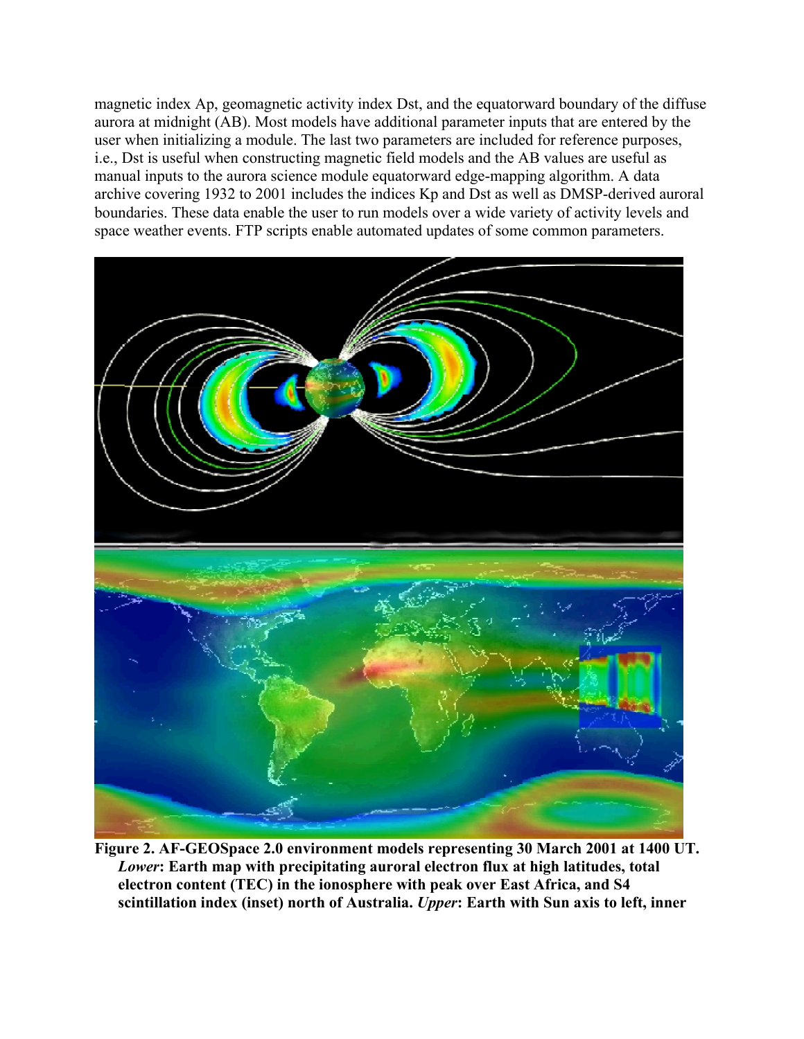magnetic index Ap, geomagnetic activity index Dst, and the equatorward boundary of the diffuse aurora at midnight (AB). Most models have additional parameter inputs that are entered by the user when initializing a module. The last two parameters are included for reference purposes, i.e., Dst is useful when constructing magnetic field models and the AB values are useful as manual inputs to the aurora science module equatorward edge-mapping algorithm. A data archive covering 1932 to 2001 includes the indices Kp and Dst as well as DMSP-derived auroral boundaries. These data enable the user to run models over a wide variety of activity levels and space weather events. FTP scripts enable automated updates of some common parameters.

**Figure 2. AF-GEOSpace 2.0 environment models representing 30 March 2001 at 1400 UT. *Lower*: Earth map with precipitating auroral electron flux at high latitudes, total electron content (TEC) in the ionosphere with peak over East Africa, and S4 scintillation index (inset) north of Australia. *Upper*: Earth with Sun axis to left, inner**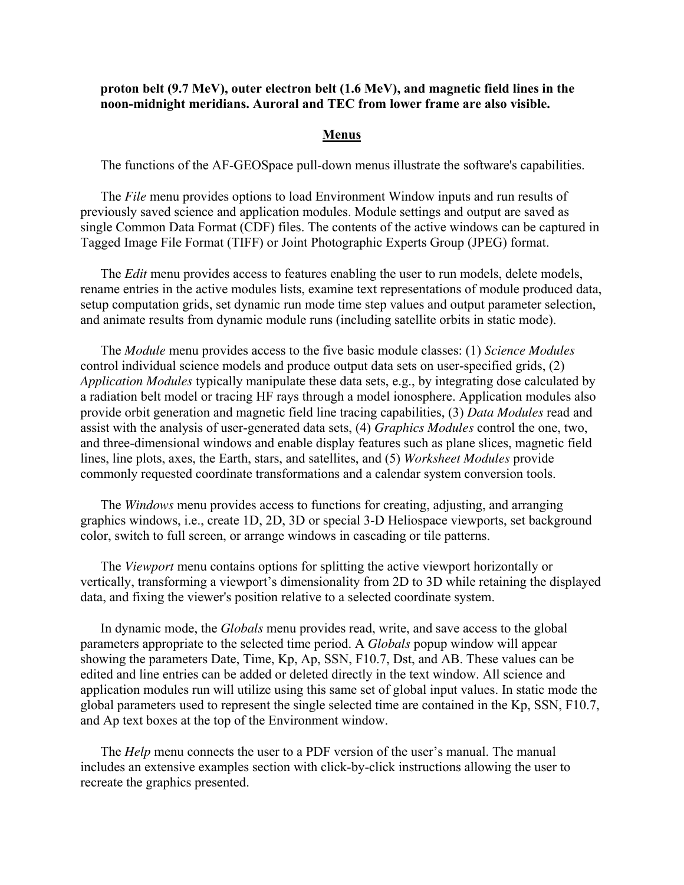**proton belt (9.7 MeV), outer electron belt (1.6 MeV), and magnetic field lines in the noon-midnight meridians. Auroral and TEC from lower frame are also visible.**

## Menus

The functions of the AF-GEOSpace pull-down menus illustrate the software's capabilities.

The *File* menu provides options to load Environment Window inputs and run results of previously saved science and application modules. Module settings and output are saved as single Common Data Format (CDF) files. The contents of the active windows can be captured in Tagged Image File Format (TIFF) or Joint Photographic Experts Group (JPEG) format.

The *Edit* menu provides access to features enabling the user to run models, delete models, rename entries in the active modules lists, examine text representations of module produced data, setup computation grids, set dynamic run mode time step values and output parameter selection, and animate results from dynamic module runs (including satellite orbits in static mode).

The *Module* menu provides access to the five basic module classes: (1) *Science Modules* control individual science models and produce output data sets on user-specified grids, (2) *Application Modules* typically manipulate these data sets, e.g., by integrating dose calculated by a radiation belt model or tracing HF rays through a model ionosphere. Application modules also provide orbit generation and magnetic field line tracing capabilities, (3) *Data Modules* read and assist with the analysis of user-generated data sets, (4) *Graphics Modules* control the one, two, and three-dimensional windows and enable display features such as plane slices, magnetic field lines, line plots, axes, the Earth, stars, and satellites, and (5) *Worksheet Modules* provide commonly requested coordinate transformations and a calendar system conversion tools.

The *Windows* menu provides access to functions for creating, adjusting, and arranging graphics windows, i.e., create 1D, 2D, 3D or special 3-D Heliospace viewports, set background color, switch to full screen, or arrange windows in cascading or tile patterns.

The *Viewport* menu contains options for splitting the active viewport horizontally or vertically, transforming a viewport's dimensionality from 2D to 3D while retaining the displayed data, and fixing the viewer's position relative to a selected coordinate system.

In dynamic mode, the *Globals* menu provides read, write, and save access to the global parameters appropriate to the selected time period. A *Globals* popup window will appear showing the parameters Date, Time, Kp, Ap, SSN, F10.7, Dst, and AB. These values can be edited and line entries can be added or deleted directly in the text window. All science and application modules run will utilize using this same set of global input values. In static mode the global parameters used to represent the single selected time are contained in the Kp, SSN, F10.7, and Ap text boxes at the top of the Environment window.

The *Help* menu connects the user to a PDF version of the user's manual. The manual includes an extensive examples section with click-by-click instructions allowing the user to recreate the graphics presented.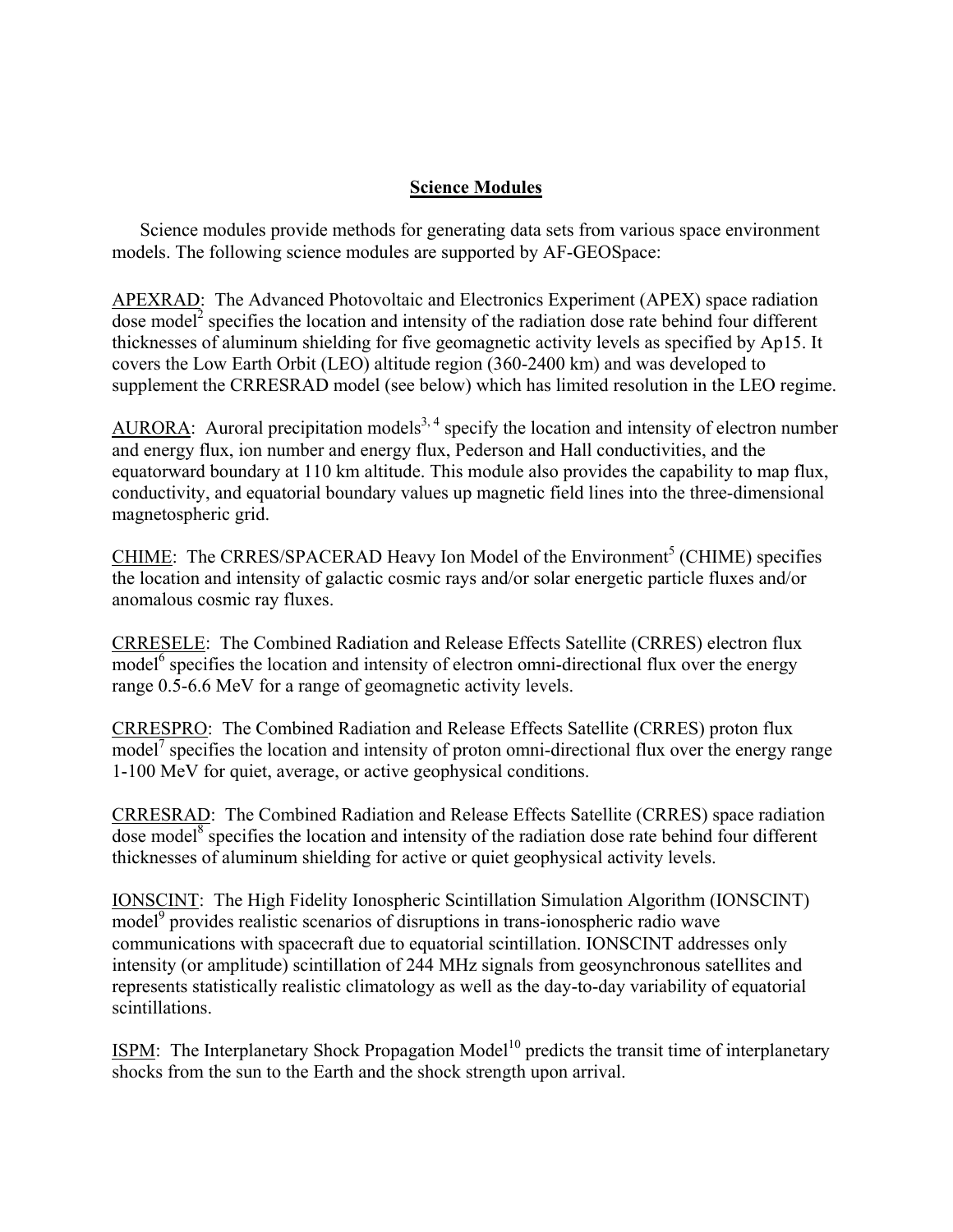## Science Modules

Science modules provide methods for generating data sets from various space environment models. The following science modules are supported by AF-GEOSpace:

APEXRAD: The Advanced Photovoltaic and Electronics Experiment (APEX) space radiation dose model[2] specifies the location and intensity of the radiation dose rate behind four different thicknesses of aluminum shielding for five geomagnetic activity levels as specified by Ap15. It covers the Low Earth Orbit (LEO) altitude region (360-2400 km) and was developed to supplement the CRRESRAD model (see below) which has limited resolution in the LEO regime.

AURORA: Auroral precipitation models[3, 4] specify the location and intensity of electron number and energy flux, ion number and energy flux, Pederson and Hall conductivities, and the equatorward boundary at 110 km altitude. This module also provides the capability to map flux, conductivity, and equatorial boundary values up magnetic field lines into the three-dimensional magnetospheric grid.

CHIME: The CRRES/SPACERAD Heavy Ion Model of the Environment[5] (CHIME) specifies the location and intensity of galactic cosmic rays and/or solar energetic particle fluxes and/or anomalous cosmic ray fluxes.

CRRESELE: The Combined Radiation and Release Effects Satellite (CRRES) electron flux model[6] specifies the location and intensity of electron omni-directional flux over the energy range 0.5-6.6 MeV for a range of geomagnetic activity levels.

CRRESPRO: The Combined Radiation and Release Effects Satellite (CRRES) proton flux model[7] specifies the location and intensity of proton omni-directional flux over the energy range 1-100 MeV for quiet, average, or active geophysical conditions.

CRRESRAD: The Combined Radiation and Release Effects Satellite (CRRES) space radiation dose model[8] specifies the location and intensity of the radiation dose rate behind four different thicknesses of aluminum shielding for active or quiet geophysical activity levels.

IONSCINT: The High Fidelity Ionospheric Scintillation Simulation Algorithm (IONSCINT) model[9] provides realistic scenarios of disruptions in trans-ionospheric radio wave communications with spacecraft due to equatorial scintillation. IONSCINT addresses only intensity (or amplitude) scintillation of 244 MHz signals from geosynchronous satellites and represents statistically realistic climatology as well as the day-to-day variability of equatorial scintillations.

ISPM: The Interplanetary Shock Propagation Model[10] predicts the transit time of interplanetary shocks from the sun to the Earth and the shock strength upon arrival.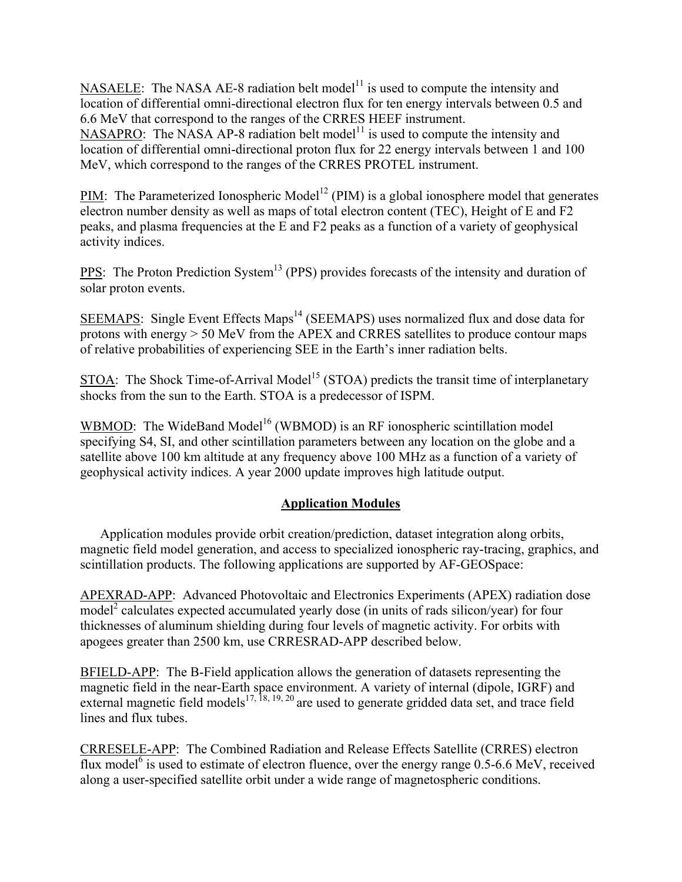NASAELE: The NASA AE-8 radiation belt model[11] is used to compute the intensity and location of differential omni-directional electron flux for ten energy intervals between 0.5 and 6.6 MeV that correspond to the ranges of the CRRES HEEF instrument.
NASAPRO: The NASA AP-8 radiation belt model[11] is used to compute the intensity and location of differential omni-directional proton flux for 22 energy intervals between 1 and 100 MeV, which correspond to the ranges of the CRRES PROTEL instrument.

PIM: The Parameterized Ionospheric Model[12] (PIM) is a global ionosphere model that generates electron number density as well as maps of total electron content (TEC), Height of E and F2 peaks, and plasma frequencies at the E and F2 peaks as a function of a variety of geophysical activity indices.

PPS: The Proton Prediction System[13] (PPS) provides forecasts of the intensity and duration of solar proton events.

SEEMAPS: Single Event Effects Maps[14] (SEEMAPS) uses normalized flux and dose data for protons with energy > 50 MeV from the APEX and CRRES satellites to produce contour maps of relative probabilities of experiencing SEE in the Earth's inner radiation belts.

STOA: The Shock Time-of-Arrival Model[15] (STOA) predicts the transit time of interplanetary shocks from the sun to the Earth. STOA is a predecessor of ISPM.

WBMOD: The WideBand Model[16] (WBMOD) is an RF ionospheric scintillation model specifying S4, SI, and other scintillation parameters between any location on the globe and a satellite above 100 km altitude at any frequency above 100 MHz as a function of a variety of geophysical activity indices. A year 2000 update improves high latitude output.

## Application Modules

Application modules provide orbit creation/prediction, dataset integration along orbits, magnetic field model generation, and access to specialized ionospheric ray-tracing, graphics, and scintillation products. The following applications are supported by AF-GEOSpace:

APEXRAD-APP: Advanced Photovoltaic and Electronics Experiments (APEX) radiation dose model[2] calculates expected accumulated yearly dose (in units of rads silicon/year) for four thicknesses of aluminum shielding during four levels of magnetic activity. For orbits with apogees greater than 2500 km, use CRRESRAD-APP described below.

BFIELD-APP: The B-Field application allows the generation of datasets representing the magnetic field in the near-Earth space environment. A variety of internal (dipole, IGRF) and external magnetic field models[17, 18, 19, 20] are used to generate gridded data set, and trace field lines and flux tubes.

CRRESELE-APP: The Combined Radiation and Release Effects Satellite (CRRES) electron flux model[6] is used to estimate of electron fluence, over the energy range 0.5-6.6 MeV, received along a user-specified satellite orbit under a wide range of magnetospheric conditions.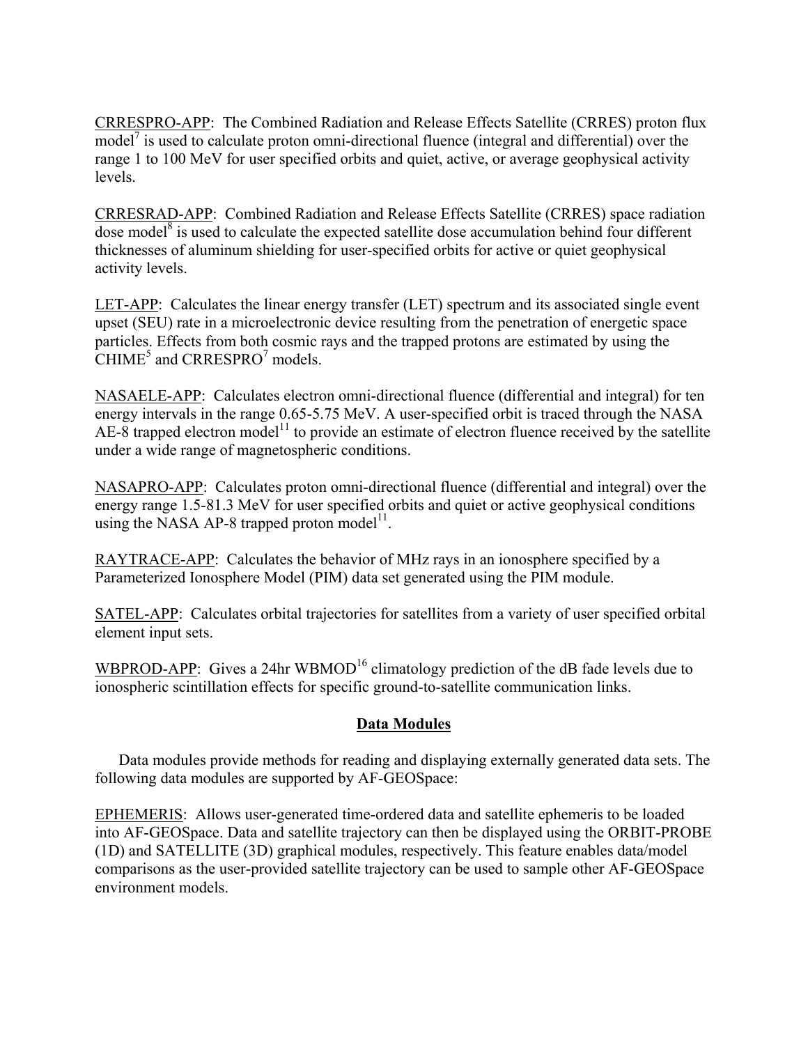CRRESPRO-APP: The Combined Radiation and Release Effects Satellite (CRRES) proton flux model[7] is used to calculate proton omni-directional fluence (integral and differential) over the range 1 to 100 MeV for user specified orbits and quiet, active, or average geophysical activity levels.

CRRESRAD-APP: Combined Radiation and Release Effects Satellite (CRRES) space radiation dose model[8] is used to calculate the expected satellite dose accumulation behind four different thicknesses of aluminum shielding for user-specified orbits for active or quiet geophysical activity levels.

LET-APP: Calculates the linear energy transfer (LET) spectrum and its associated single event upset (SEU) rate in a microelectronic device resulting from the penetration of energetic space particles. Effects from both cosmic rays and the trapped protons are estimated by using the CHIME[5] and CRRESPRO[7] models.

NASAELE-APP: Calculates electron omni-directional fluence (differential and integral) for ten energy intervals in the range 0.65-5.75 MeV. A user-specified orbit is traced through the NASA AE-8 trapped electron model[11] to provide an estimate of electron fluence received by the satellite under a wide range of magnetospheric conditions.

NASAPRO-APP: Calculates proton omni-directional fluence (differential and integral) over the energy range 1.5-81.3 MeV for user specified orbits and quiet or active geophysical conditions using the NASA AP-8 trapped proton model[11].

RAYTRACE-APP: Calculates the behavior of MHz rays in an ionosphere specified by a Parameterized Ionosphere Model (PIM) data set generated using the PIM module.

SATEL-APP: Calculates orbital trajectories for satellites from a variety of user specified orbital element input sets.

WBPROD-APP: Gives a 24hr WBMOD[16] climatology prediction of the dB fade levels due to ionospheric scintillation effects for specific ground-to-satellite communication links.

## Data Modules

Data modules provide methods for reading and displaying externally generated data sets. The following data modules are supported by AF-GEOSpace:

EPHEMERIS: Allows user-generated time-ordered data and satellite ephemeris to be loaded into AF-GEOSpace. Data and satellite trajectory can then be displayed using the ORBIT-PROBE (1D) and SATELLITE (3D) graphical modules, respectively. This feature enables data/model comparisons as the user-provided satellite trajectory can be used to sample other AF-GEOSpace environment models.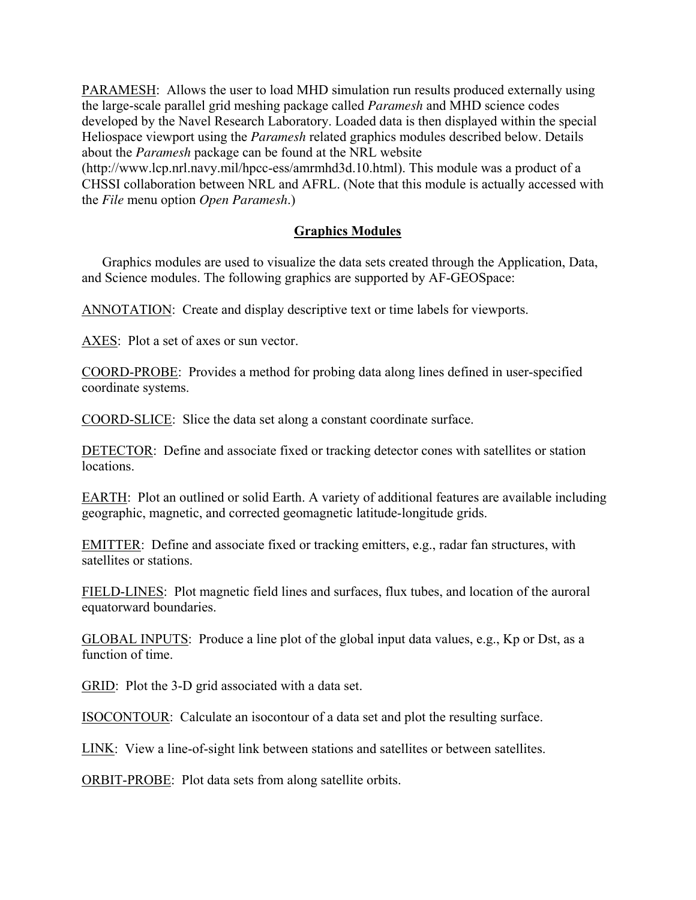PARAMESH:  Allows the user to load MHD simulation run results produced externally using the large-scale parallel grid meshing package called *Paramesh* and MHD science codes developed by the Navel Research Laboratory. Loaded data is then displayed within the special Heliospace viewport using the *Paramesh* related graphics modules described below. Details about the *Paramesh* package can be found at the NRL website (http://www.lcp.nrl.navy.mil/hpcc-ess/amrmhd3d.10.html). This module was a product of a CHSSI collaboration between NRL and AFRL. (Note that this module is actually accessed with the *File* menu option *Open Paramesh*.)

## Graphics Modules

Graphics modules are used to visualize the data sets created through the Application, Data, and Science modules. The following graphics are supported by AF-GEOSpace:

ANNOTATION:  Create and display descriptive text or time labels for viewports.

AXES:  Plot a set of axes or sun vector.

COORD-PROBE:  Provides a method for probing data along lines defined in user-specified coordinate systems.

COORD-SLICE:  Slice the data set along a constant coordinate surface.

DETECTOR:  Define and associate fixed or tracking detector cones with satellites or station locations.

EARTH:  Plot an outlined or solid Earth. A variety of additional features are available including geographic, magnetic, and corrected geomagnetic latitude-longitude grids.

EMITTER:  Define and associate fixed or tracking emitters, e.g., radar fan structures, with satellites or stations.

FIELD-LINES:  Plot magnetic field lines and surfaces, flux tubes, and location of the auroral equatorward boundaries.

GLOBAL INPUTS:  Produce a line plot of the global input data values, e.g., Kp or Dst, as a function of time.

GRID:  Plot the 3-D grid associated with a data set.

ISOCONTOUR:  Calculate an isocontour of a data set and plot the resulting surface.

LINK:  View a line-of-sight link between stations and satellites or between satellites.

ORBIT-PROBE:  Plot data sets from along satellite orbits.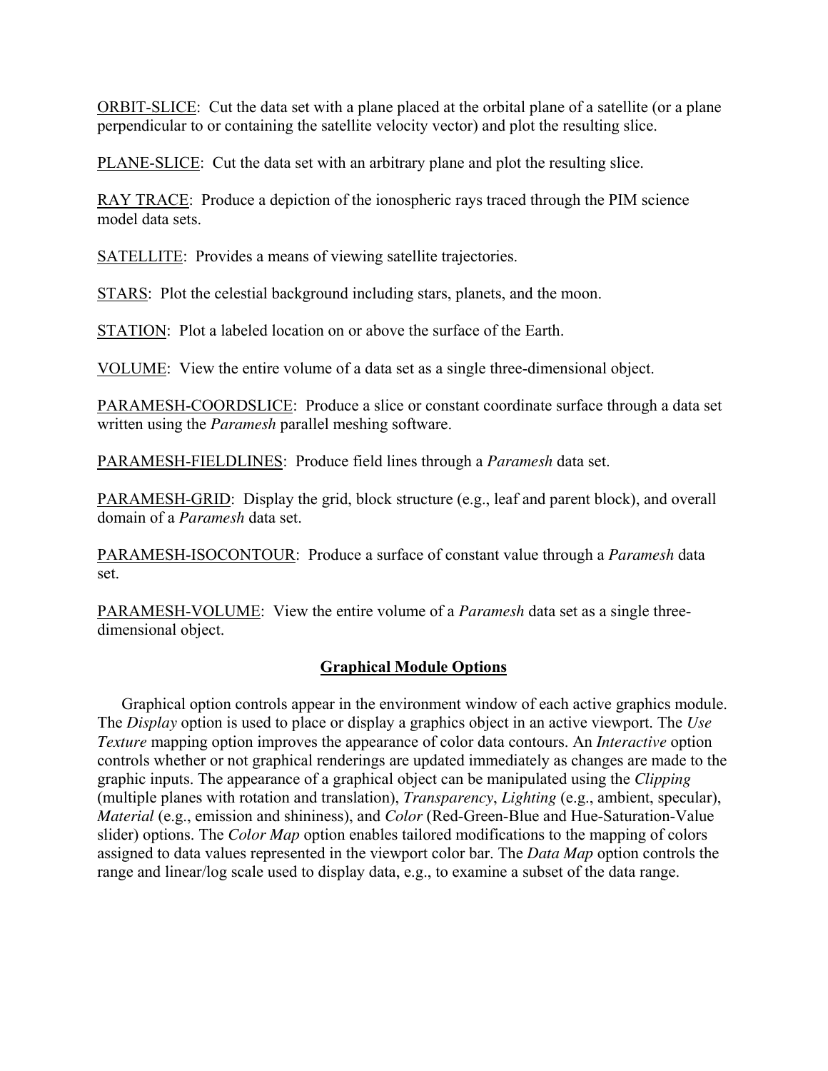ORBIT-SLICE: Cut the data set with a plane placed at the orbital plane of a satellite (or a plane perpendicular to or containing the satellite velocity vector) and plot the resulting slice.

PLANE-SLICE: Cut the data set with an arbitrary plane and plot the resulting slice.

RAY TRACE: Produce a depiction of the ionospheric rays traced through the PIM science model data sets.

SATELLITE: Provides a means of viewing satellite trajectories.

STARS: Plot the celestial background including stars, planets, and the moon.

STATION: Plot a labeled location on or above the surface of the Earth.

VOLUME: View the entire volume of a data set as a single three-dimensional object.

PARAMESH-COORDSLICE: Produce a slice or constant coordinate surface through a data set written using the *Paramesh* parallel meshing software.

PARAMESH-FIELDLINES: Produce field lines through a *Paramesh* data set.

PARAMESH-GRID: Display the grid, block structure (e.g., leaf and parent block), and overall domain of a *Paramesh* data set.

PARAMESH-ISOCONTOUR: Produce a surface of constant value through a *Paramesh* data set.

PARAMESH-VOLUME: View the entire volume of a *Paramesh* data set as a single three-dimensional object.

## Graphical Module Options

Graphical option controls appear in the environment window of each active graphics module. The *Display* option is used to place or display a graphics object in an active viewport. The *Use Texture* mapping option improves the appearance of color data contours. An *Interactive* option controls whether or not graphical renderings are updated immediately as changes are made to the graphic inputs. The appearance of a graphical object can be manipulated using the *Clipping* (multiple planes with rotation and translation), *Transparency*, *Lighting* (e.g., ambient, specular), *Material* (e.g., emission and shininess), and *Color* (Red-Green-Blue and Hue-Saturation-Value slider) options. The *Color Map* option enables tailored modifications to the mapping of colors assigned to data values represented in the viewport color bar. The *Data Map* option controls the range and linear/log scale used to display data, e.g., to examine a subset of the data range.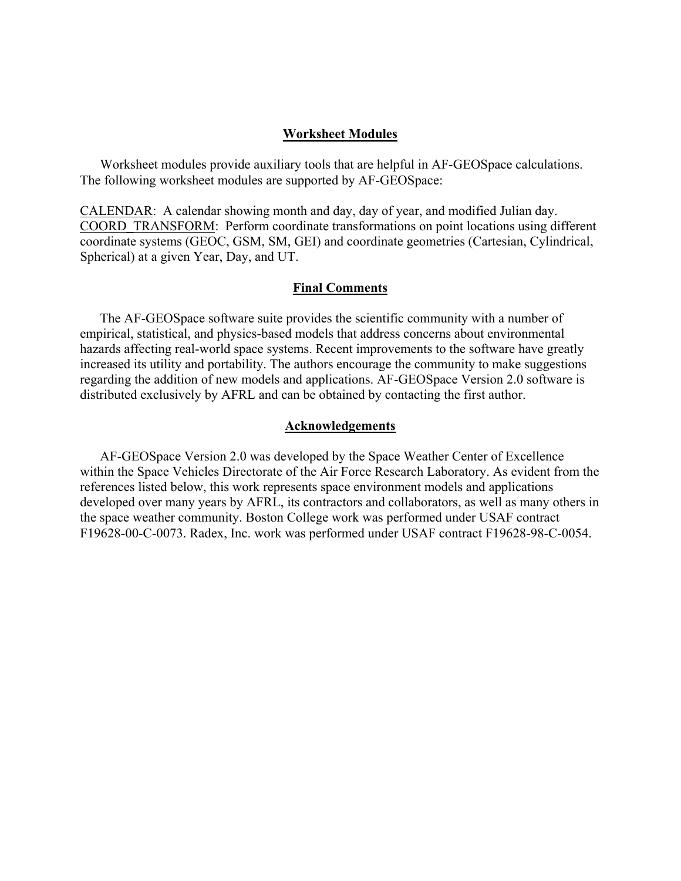## Worksheet Modules

Worksheet modules provide auxiliary tools that are helpful in AF-GEOSpace calculations. The following worksheet modules are supported by AF-GEOSpace:

CALENDAR: A calendar showing month and day, day of year, and modified Julian day.
COORD_TRANSFORM: Perform coordinate transformations on point locations using different coordinate systems (GEOC, GSM, SM, GEI) and coordinate geometries (Cartesian, Cylindrical, Spherical) at a given Year, Day, and UT.

## Final Comments

The AF-GEOSpace software suite provides the scientific community with a number of empirical, statistical, and physics-based models that address concerns about environmental hazards affecting real-world space systems. Recent improvements to the software have greatly increased its utility and portability. The authors encourage the community to make suggestions regarding the addition of new models and applications. AF-GEOSpace Version 2.0 software is distributed exclusively by AFRL and can be obtained by contacting the first author.

## Acknowledgements

AF-GEOSpace Version 2.0 was developed by the Space Weather Center of Excellence within the Space Vehicles Directorate of the Air Force Research Laboratory. As evident from the references listed below, this work represents space environment models and applications developed over many years by AFRL, its contractors and collaborators, as well as many others in the space weather community. Boston College work was performed under USAF contract F19628-00-C-0073. Radex, Inc. work was performed under USAF contract F19628-98-C-0054.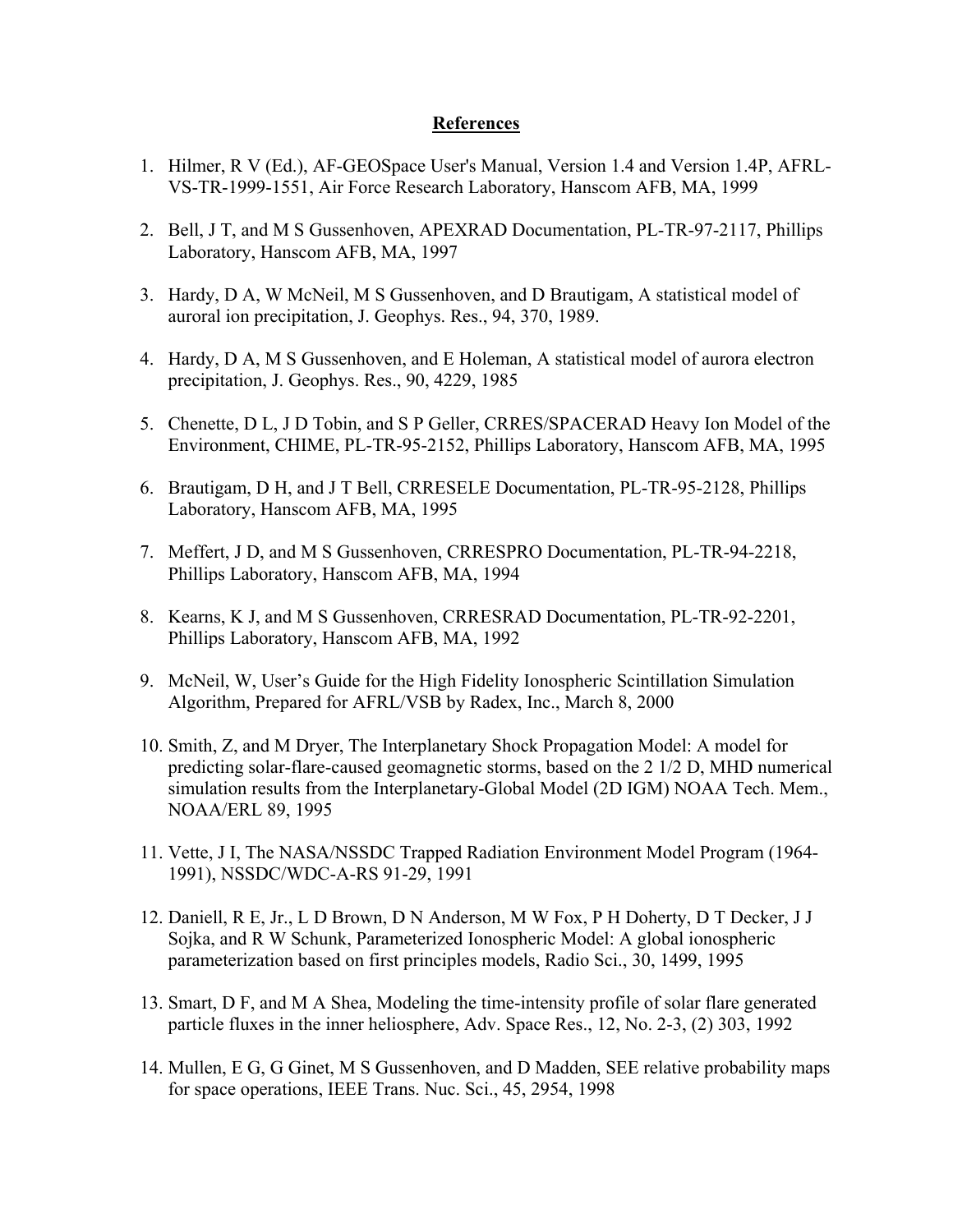## References

1. Hilmer, R V (Ed.), AF-GEOSpace User's Manual, Version 1.4 and Version 1.4P, AFRL-VS-TR-1999-1551, Air Force Research Laboratory, Hanscom AFB, MA, 1999

2. Bell, J T, and M S Gussenhoven, APEXRAD Documentation, PL-TR-97-2117, Phillips Laboratory, Hanscom AFB, MA, 1997

3. Hardy, D A, W McNeil, M S Gussenhoven, and D Brautigam, A statistical model of auroral ion precipitation, J. Geophys. Res., 94, 370, 1989.

4. Hardy, D A, M S Gussenhoven, and E Holeman, A statistical model of aurora electron precipitation, J. Geophys. Res., 90, 4229, 1985

5. Chenette, D L, J D Tobin, and S P Geller, CRRES/SPACERAD Heavy Ion Model of the Environment, CHIME, PL-TR-95-2152, Phillips Laboratory, Hanscom AFB, MA, 1995

6. Brautigam, D H, and J T Bell, CRRESELE Documentation, PL-TR-95-2128, Phillips Laboratory, Hanscom AFB, MA, 1995

7. Meffert, J D, and M S Gussenhoven, CRRESPRO Documentation, PL-TR-94-2218, Phillips Laboratory, Hanscom AFB, MA, 1994

8. Kearns, K J, and M S Gussenhoven, CRRESRAD Documentation, PL-TR-92-2201, Phillips Laboratory, Hanscom AFB, MA, 1992

9. McNeil, W, User's Guide for the High Fidelity Ionospheric Scintillation Simulation Algorithm, Prepared for AFRL/VSB by Radex, Inc., March 8, 2000

10. Smith, Z, and M Dryer, The Interplanetary Shock Propagation Model: A model for predicting solar-flare-caused geomagnetic storms, based on the 2 1/2 D, MHD numerical simulation results from the Interplanetary-Global Model (2D IGM) NOAA Tech. Mem., NOAA/ERL 89, 1995

11. Vette, J I, The NASA/NSSDC Trapped Radiation Environment Model Program (1964-1991), NSSDC/WDC-A-RS 91-29, 1991

12. Daniell, R E, Jr., L D Brown, D N Anderson, M W Fox, P H Doherty, D T Decker, J J Sojka, and R W Schunk, Parameterized Ionospheric Model: A global ionospheric parameterization based on first principles models, Radio Sci., 30, 1499, 1995

13. Smart, D F, and M A Shea, Modeling the time-intensity profile of solar flare generated particle fluxes in the inner heliosphere, Adv. Space Res., 12, No. 2-3, (2) 303, 1992

14. Mullen, E G, G Ginet, M S Gussenhoven, and D Madden, SEE relative probability maps for space operations, IEEE Trans. Nuc. Sci., 45, 2954, 1998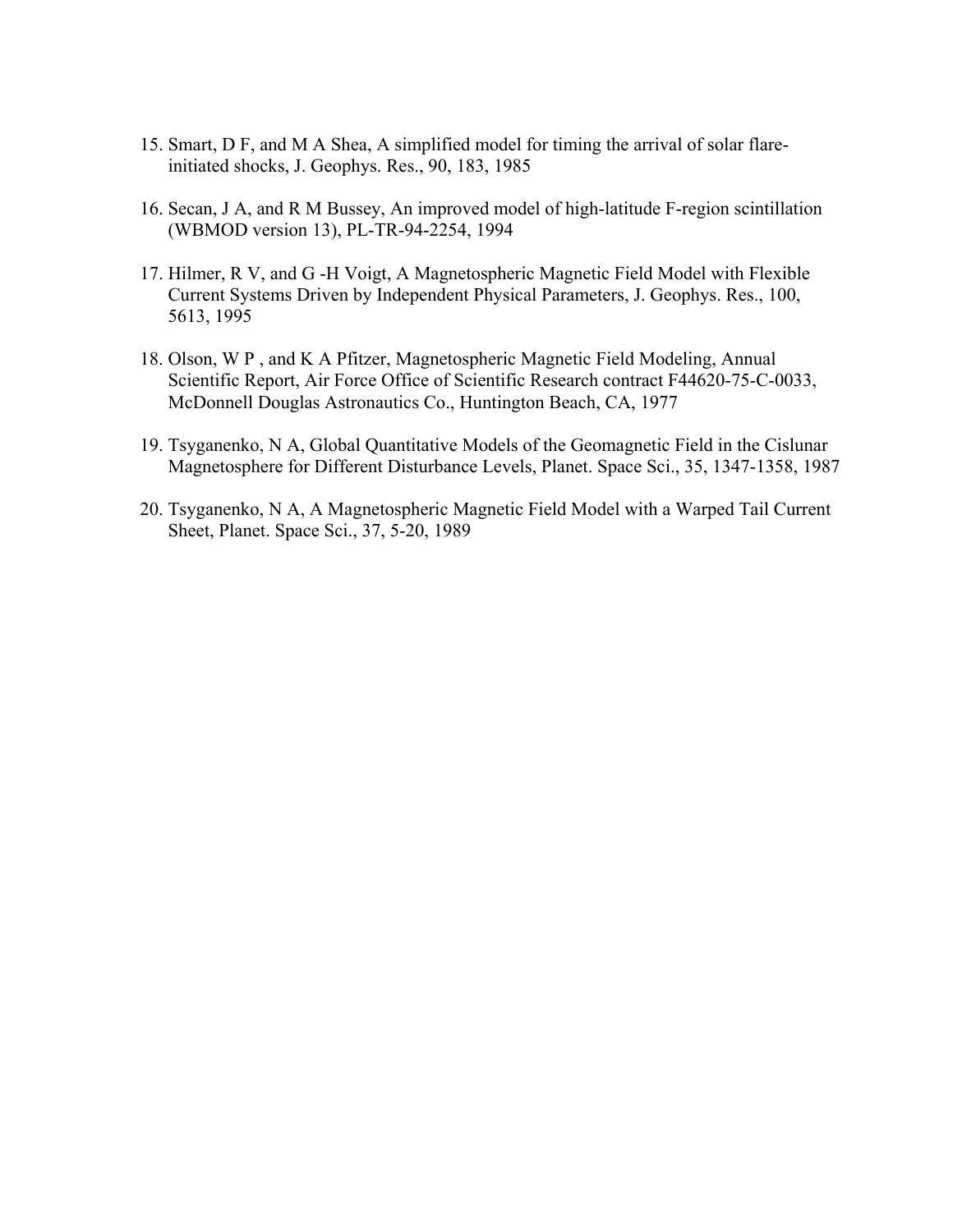15. Smart, D F, and M A Shea, A simplified model for timing the arrival of solar flare-initiated shocks, J. Geophys. Res., 90, 183, 1985

16. Secan, J A, and R M Bussey, An improved model of high-latitude F-region scintillation (WBMOD version 13), PL-TR-94-2254, 1994

17. Hilmer, R V, and G -H Voigt, A Magnetospheric Magnetic Field Model with Flexible Current Systems Driven by Independent Physical Parameters, J. Geophys. Res., 100, 5613, 1995

18. Olson, W P , and K A Pfitzer, Magnetospheric Magnetic Field Modeling, Annual Scientific Report, Air Force Office of Scientific Research contract F44620-75-C-0033, McDonnell Douglas Astronautics Co., Huntington Beach, CA, 1977

19. Tsyganenko, N A, Global Quantitative Models of the Geomagnetic Field in the Cislunar Magnetosphere for Different Disturbance Levels, Planet. Space Sci., 35, 1347-1358, 1987

20. Tsyganenko, N A, A Magnetospheric Magnetic Field Model with a Warped Tail Current Sheet, Planet. Space Sci., 37, 5-20, 1989